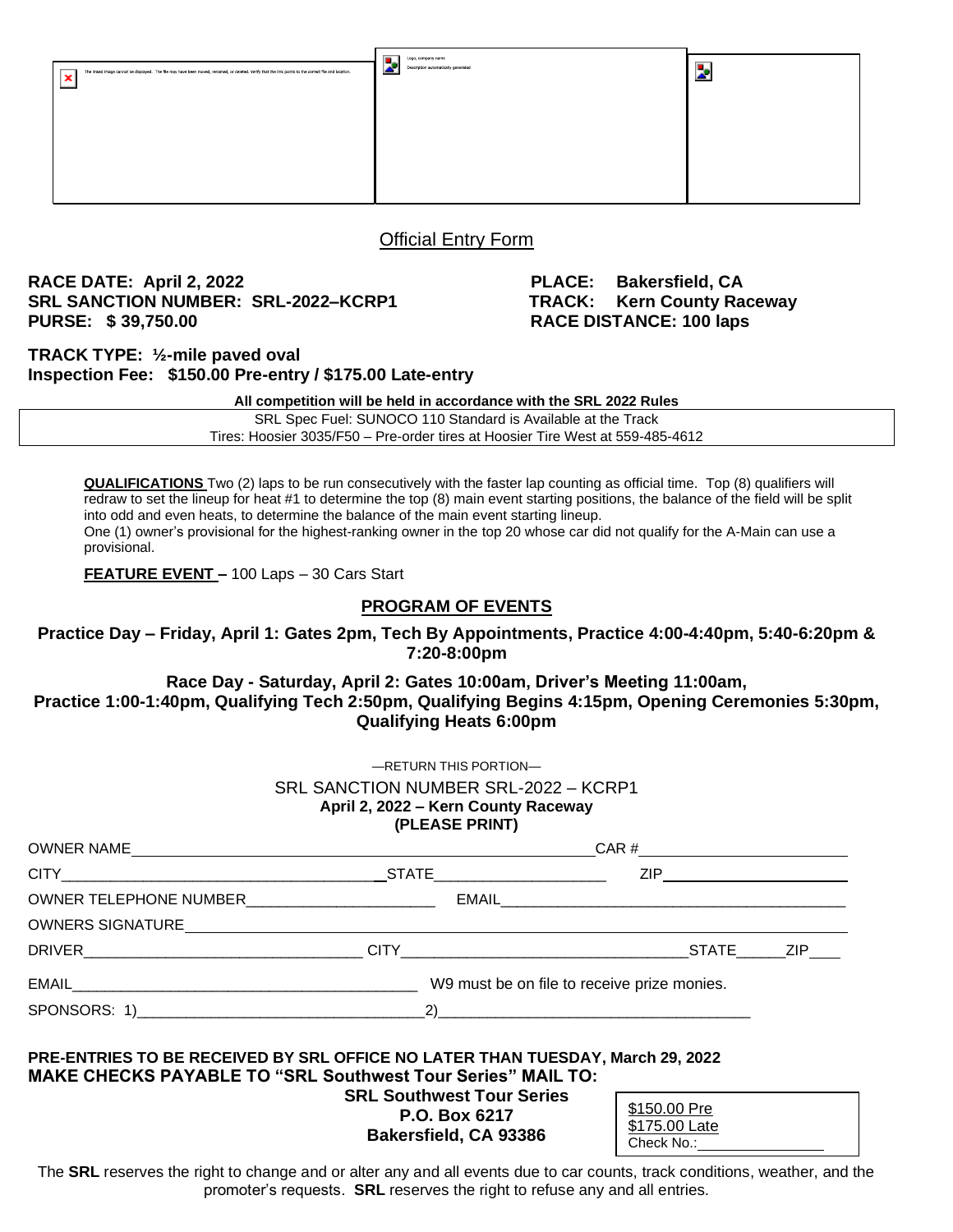The linked image cannot be displayed. The file may have been moved, renamed, or deleted. Verify that the link points to the correct file and location.

Logo, company name
Description automatically generated

## Official Entry Form

**RACE DATE: April 2, 2022** **PLACE: Bakersfield, CA**
**SRL SANCTION NUMBER: SRL-2022–KCRP1** **TRACK: Kern County Raceway**
**PURSE: $ 39,750.00** **RACE DISTANCE: 100 laps**

**TRACK TYPE: ½-mile paved oval**
**Inspection Fee: $150.00 Pre-entry / $175.00 Late-entry**

**All competition will be held in accordance with the SRL 2022 Rules**

SRL Spec Fuel: SUNOCO 110 Standard is Available at the Track
Tires: Hoosier 3035/F50 – Pre-order tires at Hoosier Tire West at 559-485-4612

**QUALIFICATIONS** Two (2) laps to be run consecutively with the faster lap counting as official time. Top (8) qualifiers will redraw to set the lineup for heat #1 to determine the top (8) main event starting positions, the balance of the field will be split into odd and even heats, to determine the balance of the main event starting lineup.
One (1) owner's provisional for the highest-ranking owner in the top 20 whose car did not qualify for the A-Main can use a provisional.

**FEATURE EVENT –** 100 Laps – 30 Cars Start

## PROGRAM OF EVENTS

**Practice Day – Friday, April 1: Gates 2pm, Tech By Appointments, Practice 4:00-4:40pm, 5:40-6:20pm & 7:20-8:00pm**

**Race Day - Saturday, April 2: Gates 10:00am, Driver's Meeting 11:00am, Practice 1:00-1:40pm, Qualifying Tech 2:50pm, Qualifying Begins 4:15pm, Opening Ceremonies 5:30pm, Qualifying Heats 6:00pm**

—RETURN THIS PORTION—

SRL SANCTION NUMBER SRL-2022 – KCRP1
**April 2, 2022 – Kern County Raceway**
**(PLEASE PRINT)**

OWNER NAME______________________________ CAR #______________

CITY______________________________ STATE______________ ZIP______________

OWNER TELEPHONE NUMBER______________________ EMAIL______________________________

OWNERS SIGNATURE______________________________________________

DRIVER______________________________ CITY______________________________ STATE______ ZIP____

EMAIL______________________________ W9 must be on file to receive prize monies.

SPONSORS: 1)______________________________ 2)______________________________

**PRE-ENTRIES TO BE RECEIVED BY SRL OFFICE NO LATER THAN TUESDAY, March 29, 2022**
**MAKE CHECKS PAYABLE TO "SRL Southwest Tour Series" MAIL TO:**

**SRL Southwest Tour Series**
**P.O. Box 6217**
**Bakersfield, CA 93386**

$150.00 Pre
$175.00 Late
Check No.:______________

The **SRL** reserves the right to change and or alter any and all events due to car counts, track conditions, weather, and the promoter's requests. **SRL** reserves the right to refuse any and all entries.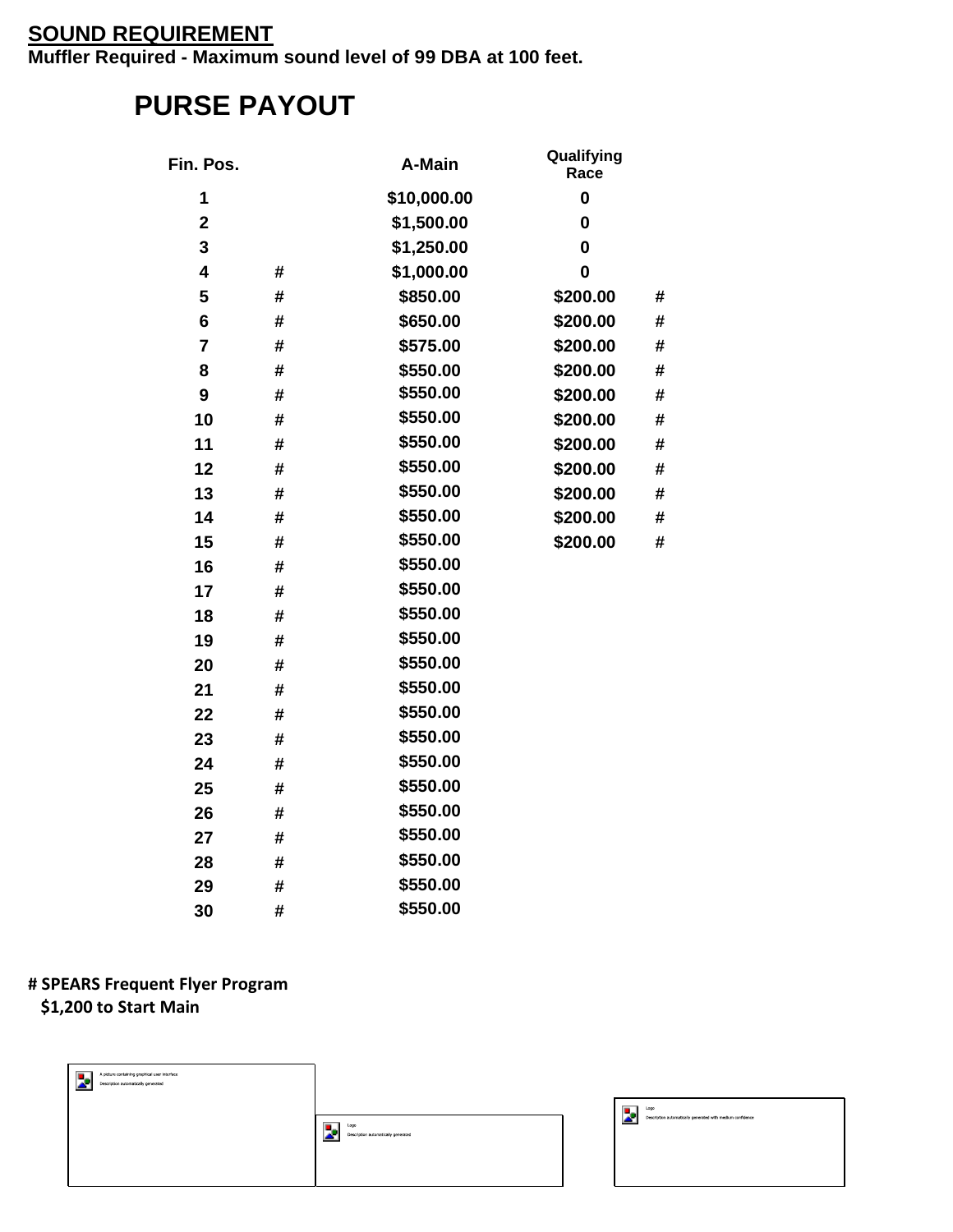**SOUND REQUIREMENT**

**Muffler Required - Maximum sound level of 99 DBA at 100 feet.**

## PURSE PAYOUT

| Fin. Pos. | | A-Main | Qualifying Race | |
|---|---|---|---|---|
| 1 | | $10,000.00 | 0 | |
| 2 | | $1,500.00 | 0 | |
| 3 | | $1,250.00 | 0 | |
| 4 | # | $1,000.00 | 0 | |
| 5 | # | $850.00 | $200.00 | # |
| 6 | # | $650.00 | $200.00 | # |
| 7 | # | $575.00 | $200.00 | # |
| 8 | # | $550.00 | $200.00 | # |
| 9 | # | $550.00 | $200.00 | # |
| 10 | # | $550.00 | $200.00 | # |
| 11 | # | $550.00 | $200.00 | # |
| 12 | # | $550.00 | $200.00 | # |
| 13 | # | $550.00 | $200.00 | # |
| 14 | # | $550.00 | $200.00 | # |
| 15 | # | $550.00 | $200.00 | # |
| 16 | # | $550.00 | | |
| 17 | # | $550.00 | | |
| 18 | # | $550.00 | | |
| 19 | # | $550.00 | | |
| 20 | # | $550.00 | | |
| 21 | # | $550.00 | | |
| 22 | # | $550.00 | | |
| 23 | # | $550.00 | | |
| 24 | # | $550.00 | | |
| 25 | # | $550.00 | | |
| 26 | # | $550.00 | | |
| 27 | # | $550.00 | | |
| 28 | # | $550.00 | | |
| 29 | # | $550.00 | | |
| 30 | # | $550.00 | | |

**# SPEARS Frequent Flyer Program**
**$1,200 to Start Main**